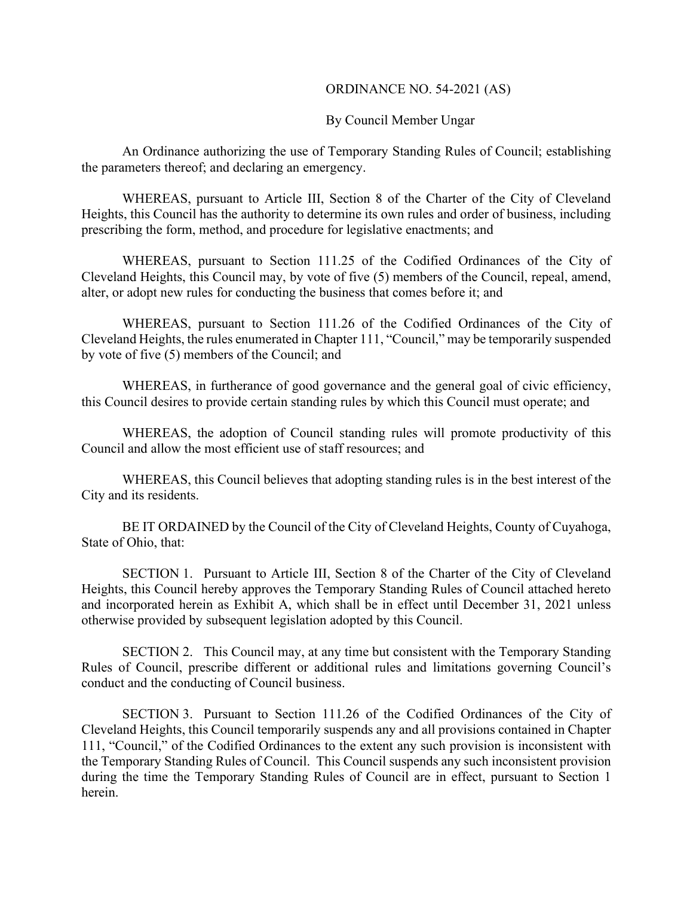ORDINANCE NO. 54-2021 (AS)

By Council Member Ungar

An Ordinance authorizing the use of Temporary Standing Rules of Council; establishing the parameters thereof; and declaring an emergency.

WHEREAS, pursuant to Article III, Section 8 of the Charter of the City of Cleveland Heights, this Council has the authority to determine its own rules and order of business, including prescribing the form, method, and procedure for legislative enactments; and

WHEREAS, pursuant to Section 111.25 of the Codified Ordinances of the City of Cleveland Heights, this Council may, by vote of five (5) members of the Council, repeal, amend, alter, or adopt new rules for conducting the business that comes before it; and

WHEREAS, pursuant to Section 111.26 of the Codified Ordinances of the City of Cleveland Heights, the rules enumerated in Chapter 111, "Council," may be temporarily suspended by vote of five (5) members of the Council; and

WHEREAS, in furtherance of good governance and the general goal of civic efficiency, this Council desires to provide certain standing rules by which this Council must operate; and

WHEREAS, the adoption of Council standing rules will promote productivity of this Council and allow the most efficient use of staff resources; and

WHEREAS, this Council believes that adopting standing rules is in the best interest of the City and its residents.

BE IT ORDAINED by the Council of the City of Cleveland Heights, County of Cuyahoga, State of Ohio, that:

SECTION 1. Pursuant to Article III, Section 8 of the Charter of the City of Cleveland Heights, this Council hereby approves the Temporary Standing Rules of Council attached hereto and incorporated herein as Exhibit A, which shall be in effect until December 31, 2021 unless otherwise provided by subsequent legislation adopted by this Council.

SECTION 2. This Council may, at any time but consistent with the Temporary Standing Rules of Council, prescribe different or additional rules and limitations governing Council's conduct and the conducting of Council business.

SECTION 3. Pursuant to Section 111.26 of the Codified Ordinances of the City of Cleveland Heights, this Council temporarily suspends any and all provisions contained in Chapter 111, "Council," of the Codified Ordinances to the extent any such provision is inconsistent with the Temporary Standing Rules of Council. This Council suspends any such inconsistent provision during the time the Temporary Standing Rules of Council are in effect, pursuant to Section 1 herein.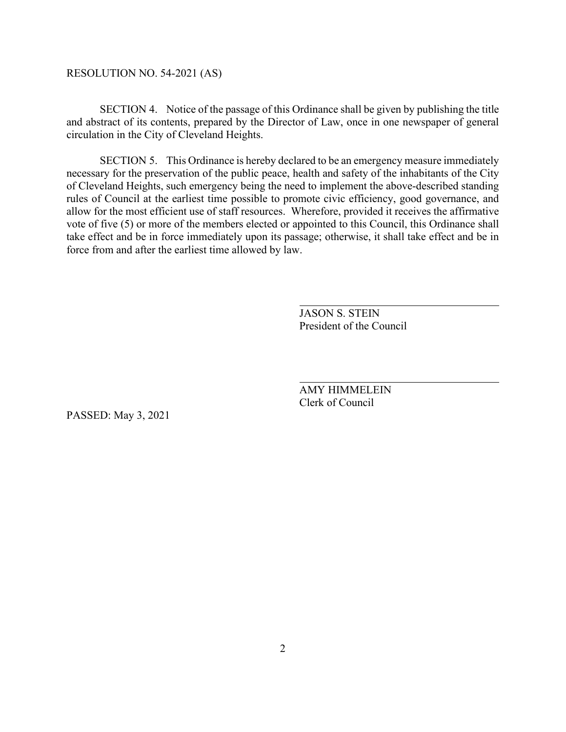RESOLUTION NO. 54-2021 (AS)

SECTION 4. Notice of the passage of this Ordinance shall be given by publishing the title and abstract of its contents, prepared by the Director of Law, once in one newspaper of general circulation in the City of Cleveland Heights.

SECTION 5. This Ordinance is hereby declared to be an emergency measure immediately necessary for the preservation of the public peace, health and safety of the inhabitants of the City of Cleveland Heights, such emergency being the need to implement the above-described standing rules of Council at the earliest time possible to promote civic efficiency, good governance, and allow for the most efficient use of staff resources. Wherefore, provided it receives the affirmative vote of five (5) or more of the members elected or appointed to this Council, this Ordinance shall take effect and be in force immediately upon its passage; otherwise, it shall take effect and be in force from and after the earliest time allowed by law.

JASON S. STEIN
President of the Council

AMY HIMMELEIN
Clerk of Council

PASSED: May 3, 2021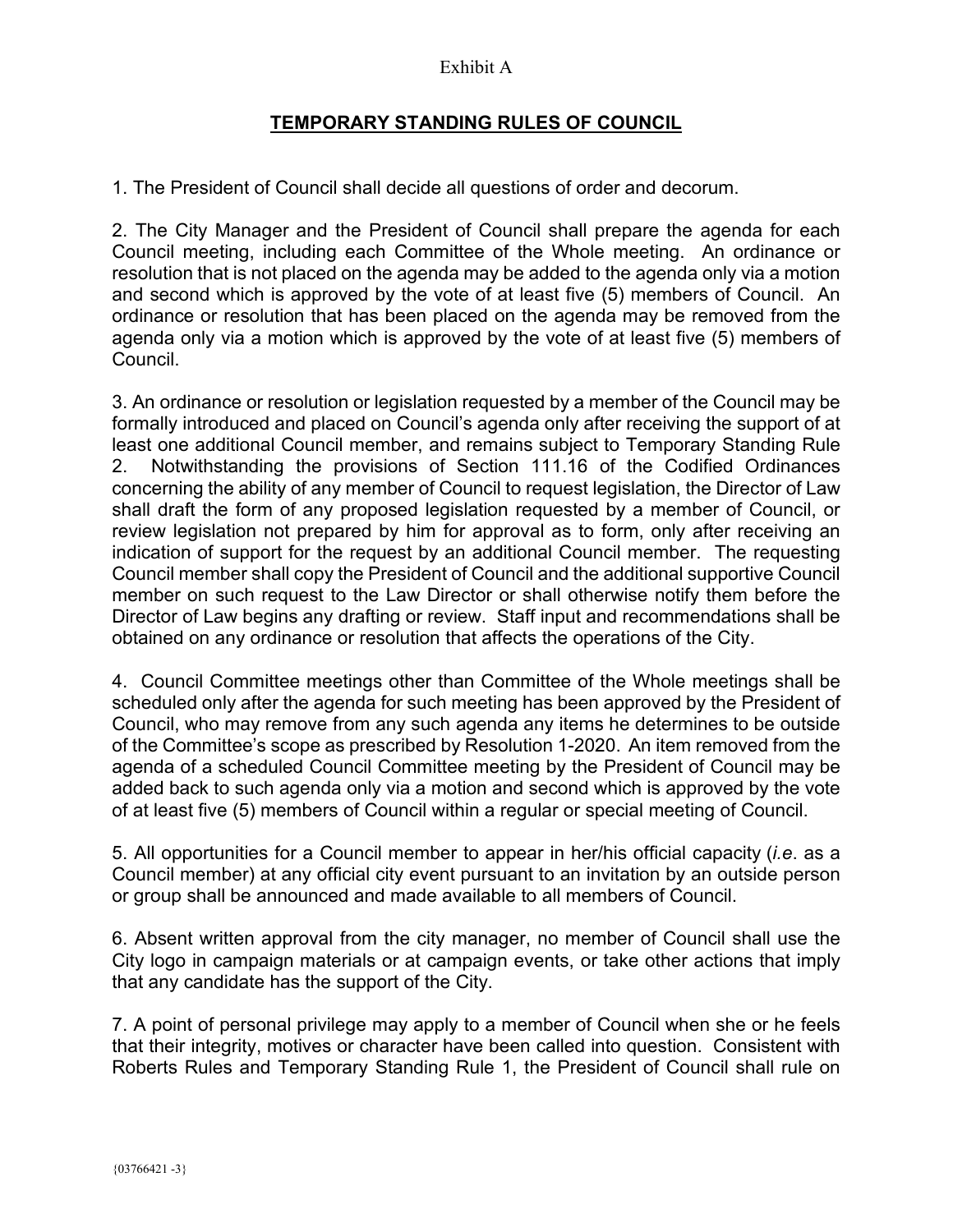Exhibit A

# TEMPORARY STANDING RULES OF COUNCIL

1. The President of Council shall decide all questions of order and decorum.

2. The City Manager and the President of Council shall prepare the agenda for each Council meeting, including each Committee of the Whole meeting. An ordinance or resolution that is not placed on the agenda may be added to the agenda only via a motion and second which is approved by the vote of at least five (5) members of Council. An ordinance or resolution that has been placed on the agenda may be removed from the agenda only via a motion which is approved by the vote of at least five (5) members of Council.

3. An ordinance or resolution or legislation requested by a member of the Council may be formally introduced and placed on Council's agenda only after receiving the support of at least one additional Council member, and remains subject to Temporary Standing Rule 2. Notwithstanding the provisions of Section 111.16 of the Codified Ordinances concerning the ability of any member of Council to request legislation, the Director of Law shall draft the form of any proposed legislation requested by a member of Council, or review legislation not prepared by him for approval as to form, only after receiving an indication of support for the request by an additional Council member. The requesting Council member shall copy the President of Council and the additional supportive Council member on such request to the Law Director or shall otherwise notify them before the Director of Law begins any drafting or review. Staff input and recommendations shall be obtained on any ordinance or resolution that affects the operations of the City.

4. Council Committee meetings other than Committee of the Whole meetings shall be scheduled only after the agenda for such meeting has been approved by the President of Council, who may remove from any such agenda any items he determines to be outside of the Committee's scope as prescribed by Resolution 1-2020. An item removed from the agenda of a scheduled Council Committee meeting by the President of Council may be added back to such agenda only via a motion and second which is approved by the vote of at least five (5) members of Council within a regular or special meeting of Council.

5. All opportunities for a Council member to appear in her/his official capacity (*i.e*. as a Council member) at any official city event pursuant to an invitation by an outside person or group shall be announced and made available to all members of Council.

6. Absent written approval from the city manager, no member of Council shall use the City logo in campaign materials or at campaign events, or take other actions that imply that any candidate has the support of the City.

7. A point of personal privilege may apply to a member of Council when she or he feels that their integrity, motives or character have been called into question. Consistent with Roberts Rules and Temporary Standing Rule 1, the President of Council shall rule on

{03766421 -3}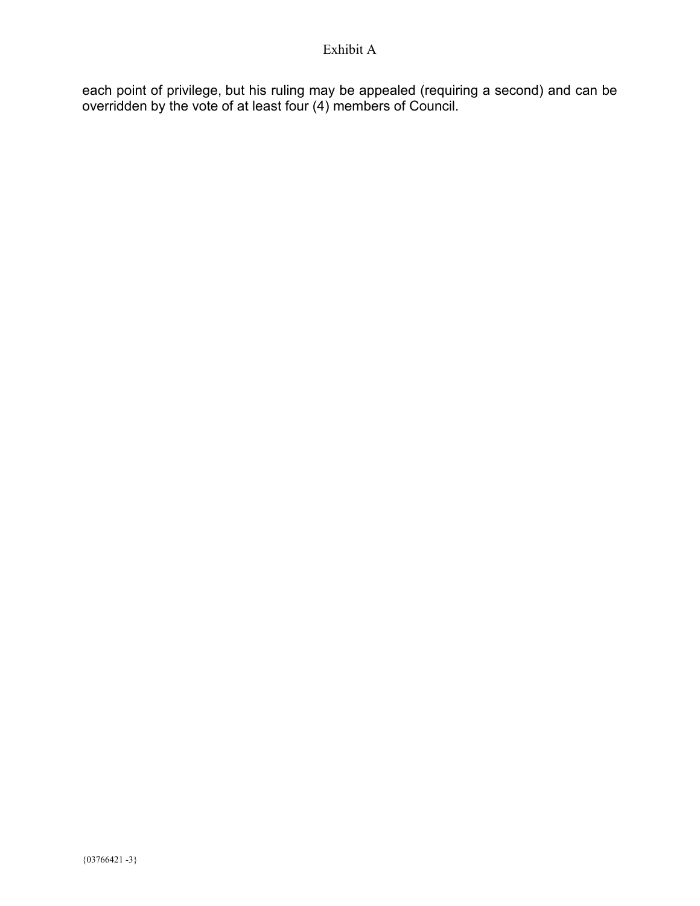each point of privilege, but his ruling may be appealed (requiring a second) and can be overridden by the vote of at least four (4) members of Council.